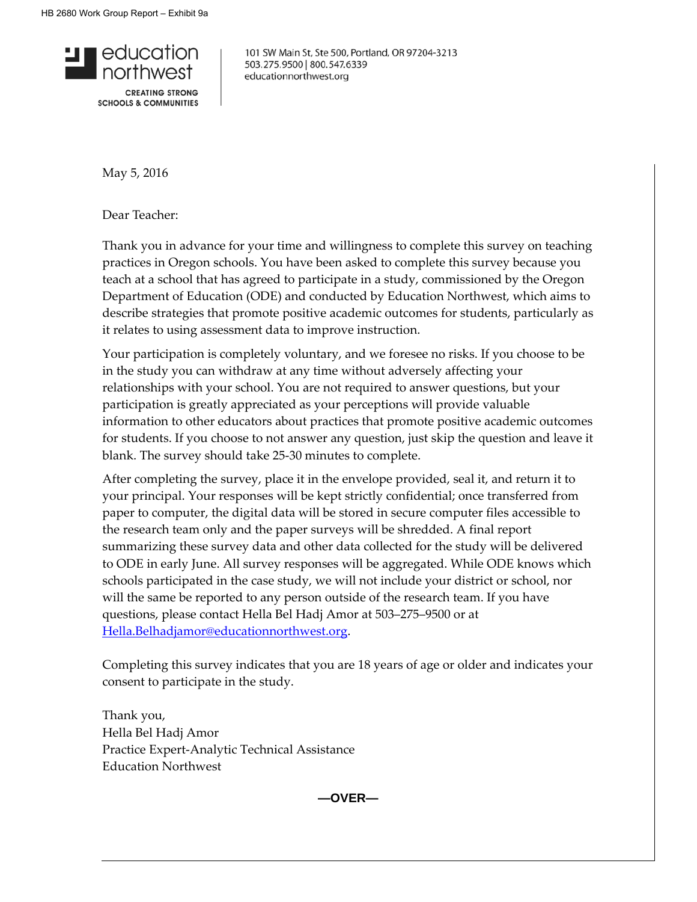education northwest

CREATING STRONG SCHOOLS & COMMUNITIES

101 SW Main St, Ste 500, Portland, OR 97204-3213
503.275.9500 | 800.547.6339
educationnorthwest.org

May 5, 2016

Dear Teacher:

Thank you in advance for your time and willingness to complete this survey on teaching practices in Oregon schools. You have been asked to complete this survey because you teach at a school that has agreed to participate in a study, commissioned by the Oregon Department of Education (ODE) and conducted by Education Northwest, which aims to describe strategies that promote positive academic outcomes for students, particularly as it relates to using assessment data to improve instruction.

Your participation is completely voluntary, and we foresee no risks. If you choose to be in the study you can withdraw at any time without adversely affecting your relationships with your school. You are not required to answer questions, but your participation is greatly appreciated as your perceptions will provide valuable information to other educators about practices that promote positive academic outcomes for students. If you choose to not answer any question, just skip the question and leave it blank. The survey should take 25-30 minutes to complete.

After completing the survey, place it in the envelope provided, seal it, and return it to your principal. Your responses will be kept strictly confidential; once transferred from paper to computer, the digital data will be stored in secure computer files accessible to the research team only and the paper surveys will be shredded. A final report summarizing these survey data and other data collected for the study will be delivered to ODE in early June. All survey responses will be aggregated. While ODE knows which schools participated in the case study, we will not include your district or school, nor will the same be reported to any person outside of the research team. If you have questions, please contact Hella Bel Hadj Amor at 503–275–9500 or at Hella.Belhadjamor@educationnorthwest.org.

Completing this survey indicates that you are 18 years of age or older and indicates your consent to participate in the study.

Thank you,
Hella Bel Hadj Amor
Practice Expert-Analytic Technical Assistance
Education Northwest

**—OVER—**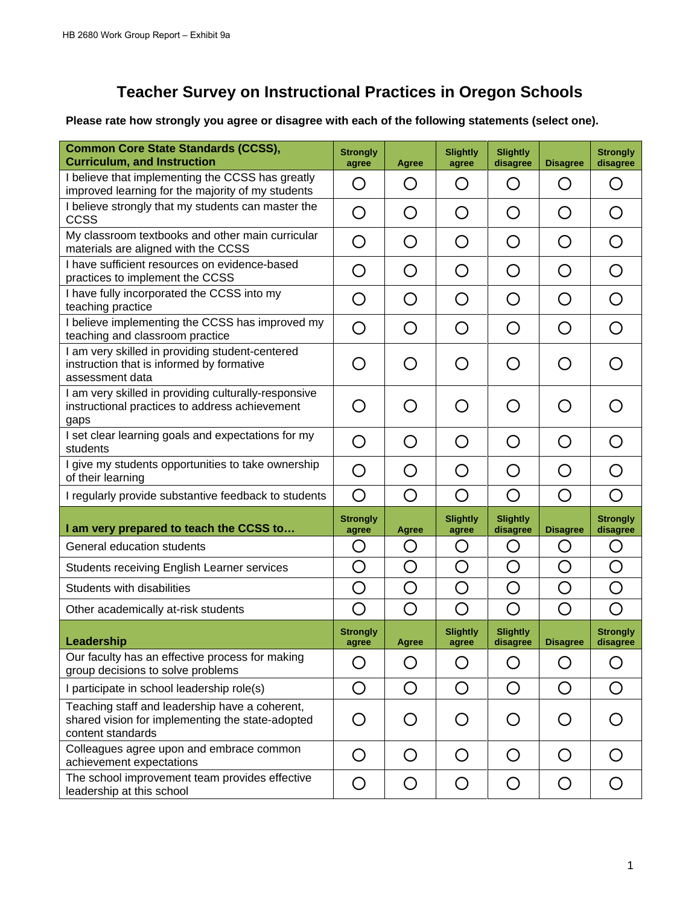# Teacher Survey on Instructional Practices in Oregon Schools

**Please rate how strongly you agree or disagree with each of the following statements (select one).**

| **Common Core State Standards (CCSS), Curriculum, and Instruction** | **Strongly agree** | **Agree** | **Slightly agree** | **Slightly disagree** | **Disagree** | **Strongly disagree** |
|---|---|---|---|---|---|---|
| I believe that implementing the CCSS has greatly improved learning for the majority of my students | ○ | ○ | ○ | ○ | ○ | ○ |
| I believe strongly that my students can master the CCSS | ○ | ○ | ○ | ○ | ○ | ○ |
| My classroom textbooks and other main curricular materials are aligned with the CCSS | ○ | ○ | ○ | ○ | ○ | ○ |
| I have sufficient resources on evidence-based practices to implement the CCSS | ○ | ○ | ○ | ○ | ○ | ○ |
| I have fully incorporated the CCSS into my teaching practice | ○ | ○ | ○ | ○ | ○ | ○ |
| I believe implementing the CCSS has improved my teaching and classroom practice | ○ | ○ | ○ | ○ | ○ | ○ |
| I am very skilled in providing student-centered instruction that is informed by formative assessment data | ○ | ○ | ○ | ○ | ○ | ○ |
| I am very skilled in providing culturally-responsive instructional practices to address achievement gaps | ○ | ○ | ○ | ○ | ○ | ○ |
| I set clear learning goals and expectations for my students | ○ | ○ | ○ | ○ | ○ | ○ |
| I give my students opportunities to take ownership of their learning | ○ | ○ | ○ | ○ | ○ | ○ |
| I regularly provide substantive feedback to students | ○ | ○ | ○ | ○ | ○ | ○ |
| **I am very prepared to teach the CCSS to…** | **Strongly agree** | **Agree** | **Slightly agree** | **Slightly disagree** | **Disagree** | **Strongly disagree** |
| General education students | ○ | ○ | ○ | ○ | ○ | ○ |
| Students receiving English Learner services | ○ | ○ | ○ | ○ | ○ | ○ |
| Students with disabilities | ○ | ○ | ○ | ○ | ○ | ○ |
| Other academically at-risk students | ○ | ○ | ○ | ○ | ○ | ○ |
| **Leadership** | **Strongly agree** | **Agree** | **Slightly agree** | **Slightly disagree** | **Disagree** | **Strongly disagree** |
| Our faculty has an effective process for making group decisions to solve problems | ○ | ○ | ○ | ○ | ○ | ○ |
| I participate in school leadership role(s) | ○ | ○ | ○ | ○ | ○ | ○ |
| Teaching staff and leadership have a coherent, shared vision for implementing the state-adopted content standards | ○ | ○ | ○ | ○ | ○ | ○ |
| Colleagues agree upon and embrace common achievement expectations | ○ | ○ | ○ | ○ | ○ | ○ |
| The school improvement team provides effective leadership at this school | ○ | ○ | ○ | ○ | ○ | ○ |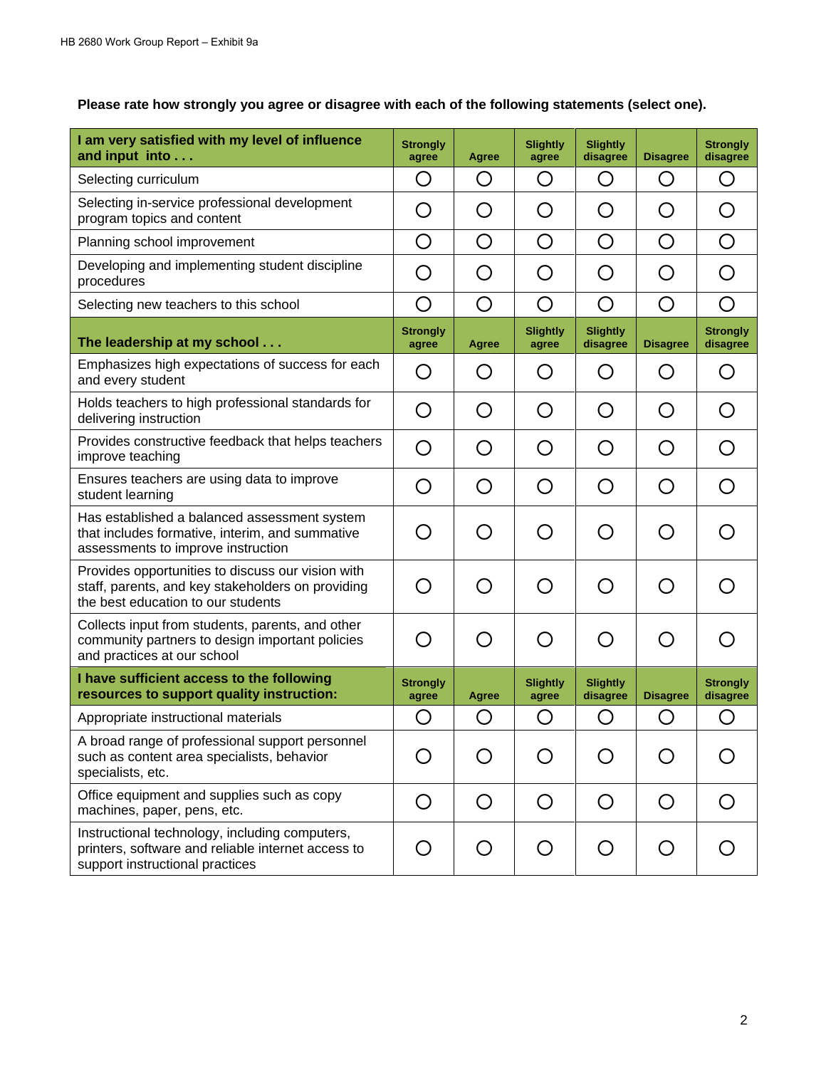**Please rate how strongly you agree or disagree with each of the following statements (select one).**

| I am very satisfied with my level of influence and input into . . . | Strongly agree | Agree | Slightly agree | Slightly disagree | Disagree | Strongly disagree |
|---|---|---|---|---|---|---|
| Selecting curriculum | ○ | ○ | ○ | ○ | ○ | ○ |
| Selecting in-service professional development program topics and content | ○ | ○ | ○ | ○ | ○ | ○ |
| Planning school improvement | ○ | ○ | ○ | ○ | ○ | ○ |
| Developing and implementing student discipline procedures | ○ | ○ | ○ | ○ | ○ | ○ |
| Selecting new teachers to this school | ○ | ○ | ○ | ○ | ○ | ○ |
| **The leadership at my school . . .** | **Strongly agree** | **Agree** | **Slightly agree** | **Slightly disagree** | **Disagree** | **Strongly disagree** |
| Emphasizes high expectations of success for each and every student | ○ | ○ | ○ | ○ | ○ | ○ |
| Holds teachers to high professional standards for delivering instruction | ○ | ○ | ○ | ○ | ○ | ○ |
| Provides constructive feedback that helps teachers improve teaching | ○ | ○ | ○ | ○ | ○ | ○ |
| Ensures teachers are using data to improve student learning | ○ | ○ | ○ | ○ | ○ | ○ |
| Has established a balanced assessment system that includes formative, interim, and summative assessments to improve instruction | ○ | ○ | ○ | ○ | ○ | ○ |
| Provides opportunities to discuss our vision with staff, parents, and key stakeholders on providing the best education to our students | ○ | ○ | ○ | ○ | ○ | ○ |
| Collects input from students, parents, and other community partners to design important policies and practices at our school | ○ | ○ | ○ | ○ | ○ | ○ |
| **I have sufficient access to the following resources to support quality instruction:** | **Strongly agree** | **Agree** | **Slightly agree** | **Slightly disagree** | **Disagree** | **Strongly disagree** |
| Appropriate instructional materials | ○ | ○ | ○ | ○ | ○ | ○ |
| A broad range of professional support personnel such as content area specialists, behavior specialists, etc. | ○ | ○ | ○ | ○ | ○ | ○ |
| Office equipment and supplies such as copy machines, paper, pens, etc. | ○ | ○ | ○ | ○ | ○ | ○ |
| Instructional technology, including computers, printers, software and reliable internet access to support instructional practices | ○ | ○ | ○ | ○ | ○ | ○ |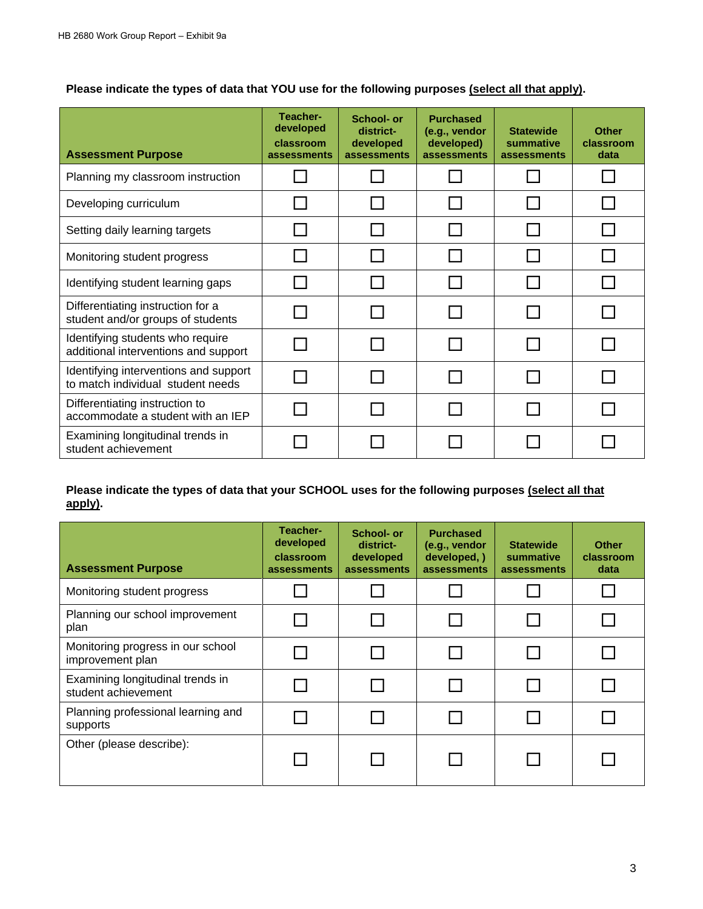**Please indicate the types of data that YOU use for the following purposes <u>(select all that apply)</u>.**

| Assessment Purpose | Teacher-developed classroom assessments | School- or district-developed assessments | Purchased (e.g., vendor developed) assessments | Statewide summative assessments | Other classroom data |
|---|---|---|---|---|---|
| Planning my classroom instruction | ☐ | ☐ | ☐ | ☐ | ☐ |
| Developing curriculum | ☐ | ☐ | ☐ | ☐ | ☐ |
| Setting daily learning targets | ☐ | ☐ | ☐ | ☐ | ☐ |
| Monitoring student progress | ☐ | ☐ | ☐ | ☐ | ☐ |
| Identifying student learning gaps | ☐ | ☐ | ☐ | ☐ | ☐ |
| Differentiating instruction for a student and/or groups of students | ☐ | ☐ | ☐ | ☐ | ☐ |
| Identifying students who require additional interventions and support | ☐ | ☐ | ☐ | ☐ | ☐ |
| Identifying interventions and support to match individual student needs | ☐ | ☐ | ☐ | ☐ | ☐ |
| Differentiating instruction to accommodate a student with an IEP | ☐ | ☐ | ☐ | ☐ | ☐ |
| Examining longitudinal trends in student achievement | ☐ | ☐ | ☐ | ☐ | ☐ |

**Please indicate the types of data that your SCHOOL uses for the following purposes <u>(select all that apply)</u>.**

| Assessment Purpose | Teacher-developed classroom assessments | School- or district-developed assessments | Purchased (e.g., vendor developed, ) assessments | Statewide summative assessments | Other classroom data |
|---|---|---|---|---|---|
| Monitoring student progress | ☐ | ☐ | ☐ | ☐ | ☐ |
| Planning our school improvement plan | ☐ | ☐ | ☐ | ☐ | ☐ |
| Monitoring progress in our school improvement plan | ☐ | ☐ | ☐ | ☐ | ☐ |
| Examining longitudinal trends in student achievement | ☐ | ☐ | ☐ | ☐ | ☐ |
| Planning professional learning and supports | ☐ | ☐ | ☐ | ☐ | ☐ |
| Other (please describe): | ☐ | ☐ | ☐ | ☐ | ☐ |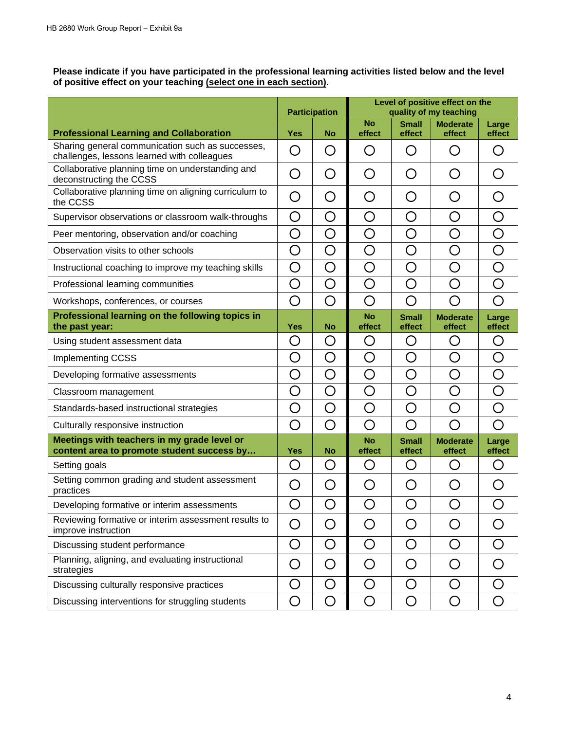**Please indicate if you have participated in the professional learning activities listed below and the level of positive effect on your teaching (select one in each section).**

| | Participation | | Level of positive effect on the quality of my teaching | | | |
|---|---|---|---|---|---|---|
| **Professional Learning and Collaboration** | **Yes** | **No** | **No effect** | **Small effect** | **Moderate effect** | **Large effect** |
| Sharing general communication such as successes, challenges, lessons learned with colleagues | ○ | ○ | ○ | ○ | ○ | ○ |
| Collaborative planning time on understanding and deconstructing the CCSS | ○ | ○ | ○ | ○ | ○ | ○ |
| Collaborative planning time on aligning curriculum to the CCSS | ○ | ○ | ○ | ○ | ○ | ○ |
| Supervisor observations or classroom walk-throughs | ○ | ○ | ○ | ○ | ○ | ○ |
| Peer mentoring, observation and/or coaching | ○ | ○ | ○ | ○ | ○ | ○ |
| Observation visits to other schools | ○ | ○ | ○ | ○ | ○ | ○ |
| Instructional coaching to improve my teaching skills | ○ | ○ | ○ | ○ | ○ | ○ |
| Professional learning communities | ○ | ○ | ○ | ○ | ○ | ○ |
| Workshops, conferences, or courses | ○ | ○ | ○ | ○ | ○ | ○ |
| **Professional learning on the following topics in the past year:** | **Yes** | **No** | **No effect** | **Small effect** | **Moderate effect** | **Large effect** |
| Using student assessment data | ○ | ○ | ○ | ○ | ○ | ○ |
| Implementing CCSS | ○ | ○ | ○ | ○ | ○ | ○ |
| Developing formative assessments | ○ | ○ | ○ | ○ | ○ | ○ |
| Classroom management | ○ | ○ | ○ | ○ | ○ | ○ |
| Standards-based instructional strategies | ○ | ○ | ○ | ○ | ○ | ○ |
| Culturally responsive instruction | ○ | ○ | ○ | ○ | ○ | ○ |
| **Meetings with teachers in my grade level or content area to promote student success by…** | **Yes** | **No** | **No effect** | **Small effect** | **Moderate effect** | **Large effect** |
| Setting goals | ○ | ○ | ○ | ○ | ○ | ○ |
| Setting common grading and student assessment practices | ○ | ○ | ○ | ○ | ○ | ○ |
| Developing formative or interim assessments | ○ | ○ | ○ | ○ | ○ | ○ |
| Reviewing formative or interim assessment results to improve instruction | ○ | ○ | ○ | ○ | ○ | ○ |
| Discussing student performance | ○ | ○ | ○ | ○ | ○ | ○ |
| Planning, aligning, and evaluating instructional strategies | ○ | ○ | ○ | ○ | ○ | ○ |
| Discussing culturally responsive practices | ○ | ○ | ○ | ○ | ○ | ○ |
| Discussing interventions for struggling students | ○ | ○ | ○ | ○ | ○ | ○ |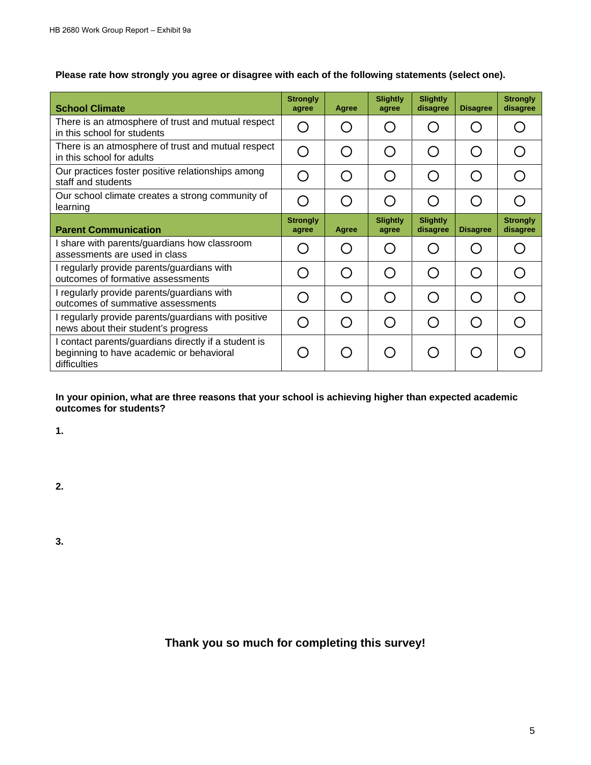**Please rate how strongly you agree or disagree with each of the following statements (select one).**

| School Climate | Strongly agree | Agree | Slightly agree | Slightly disagree | Disagree | Strongly disagree |
|---|---|---|---|---|---|---|
| There is an atmosphere of trust and mutual respect in this school for students | ○ | ○ | ○ | ○ | ○ | ○ |
| There is an atmosphere of trust and mutual respect in this school for adults | ○ | ○ | ○ | ○ | ○ | ○ |
| Our practices foster positive relationships among staff and students | ○ | ○ | ○ | ○ | ○ | ○ |
| Our school climate creates a strong community of learning | ○ | ○ | ○ | ○ | ○ | ○ |
| **Parent Communication** | **Strongly agree** | **Agree** | **Slightly agree** | **Slightly disagree** | **Disagree** | **Strongly disagree** |
| I share with parents/guardians how classroom assessments are used in class | ○ | ○ | ○ | ○ | ○ | ○ |
| I regularly provide parents/guardians with outcomes of formative assessments | ○ | ○ | ○ | ○ | ○ | ○ |
| I regularly provide parents/guardians with outcomes of summative assessments | ○ | ○ | ○ | ○ | ○ | ○ |
| I regularly provide parents/guardians with positive news about their student's progress | ○ | ○ | ○ | ○ | ○ | ○ |
| I contact parents/guardians directly if a student is beginning to have academic or behavioral difficulties | ○ | ○ | ○ | ○ | ○ | ○ |

**In your opinion, what are three reasons that your school is achieving higher than expected academic outcomes for students?**

**1.**

**2.**

**3.**

**Thank you so much for completing this survey!**